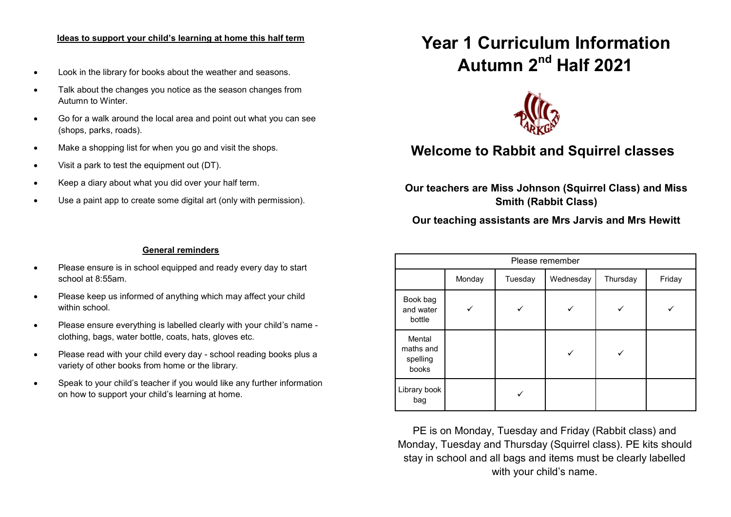**Ideas to support your child's learning at home this half term**

- Look in the library for books about the weather and seasons.
- Talk about the changes you notice as the season changes from Autumn to Winter.
- Go for a walk around the local area and point out what you can see (shops, parks, roads).
- Make a shopping list for when you go and visit the shops.
- Visit a park to test the equipment out (DT).
- Keep a diary about what you did over your half term.
- Use a paint app to create some digital art (only with permission).

**General reminders**

- Please ensure is in school equipped and ready every day to start school at 8:55am.
- Please keep us informed of anything which may affect your child within school.
- Please ensure everything is labelled clearly with your child's name - clothing, bags, water bottle, coats, hats, gloves etc.
- Please read with your child every day - school reading books plus a variety of other books from home or the library.
- Speak to your child's teacher if you would like any further information on how to support your child's learning at home.

# Year 1 Curriculum Information Autumn 2nd Half 2021

## Welcome to Rabbit and Squirrel classes

**Our teachers are Miss Johnson (Squirrel Class) and Miss Smith (Rabbit Class)**

**Our teaching assistants are Mrs Jarvis and Mrs Hewitt**

| Please remember | | | | | |
|---|---|---|---|---|---|
| | Monday | Tuesday | Wednesday | Thursday | Friday |
| Book bag and water bottle | ✓ | ✓ | ✓ | ✓ | ✓ |
| Mental maths and spelling books | | | ✓ | ✓ | |
| Library book bag | | ✓ | | | |

PE is on Monday, Tuesday and Friday (Rabbit class) and Monday, Tuesday and Thursday (Squirrel class). PE kits should stay in school and all bags and items must be clearly labelled with your child's name.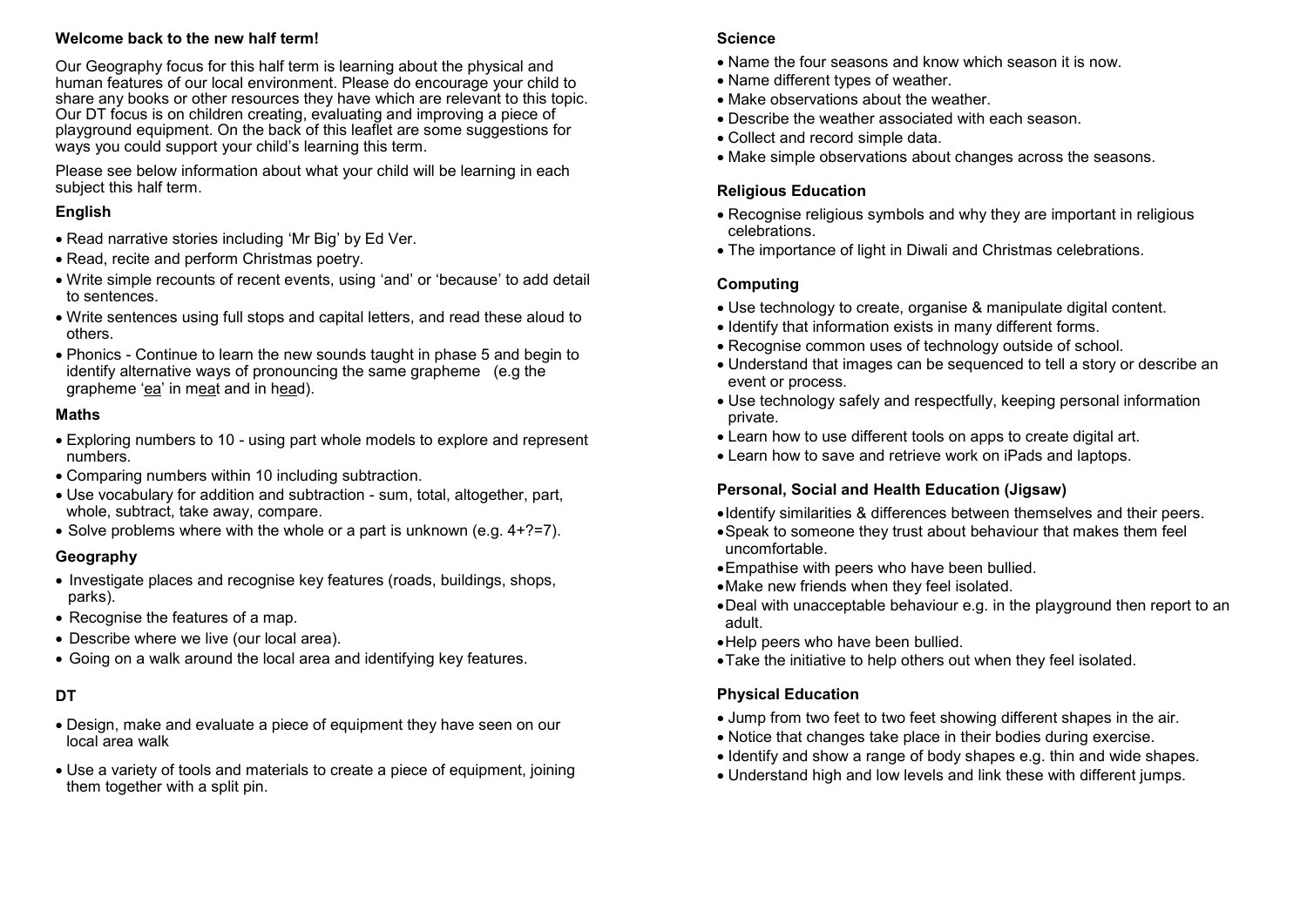**Welcome back to the new half term!**

Our Geography focus for this half term is learning about the physical and human features of our local environment. Please do encourage your child to share any books or other resources they have which are relevant to this topic. Our DT focus is on children creating, evaluating and improving a piece of playground equipment. On the back of this leaflet are some suggestions for ways you could support your child's learning this term.

Please see below information about what your child will be learning in each subject this half term.

### English

- Read narrative stories including 'Mr Big' by Ed Ver.
- Read, recite and perform Christmas poetry.
- Write simple recounts of recent events, using 'and' or 'because' to add detail to sentences.
- Write sentences using full stops and capital letters, and read these aloud to others.
- Phonics - Continue to learn the new sounds taught in phase 5 and begin to identify alternative ways of pronouncing the same grapheme (e.g the grapheme 'ea' in meat and in head).

### Maths

- Exploring numbers to 10 - using part whole models to explore and represent numbers.
- Comparing numbers within 10 including subtraction.
- Use vocabulary for addition and subtraction - sum, total, altogether, part, whole, subtract, take away, compare.
- Solve problems where with the whole or a part is unknown (e.g. 4+?=7).

### Geography

- Investigate places and recognise key features (roads, buildings, shops, parks).
- Recognise the features of a map.
- Describe where we live (our local area).
- Going on a walk around the local area and identifying key features.

### DT

- Design, make and evaluate a piece of equipment they have seen on our local area walk
- Use a variety of tools and materials to create a piece of equipment, joining them together with a split pin.

### Science

- Name the four seasons and know which season it is now.
- Name different types of weather.
- Make observations about the weather.
- Describe the weather associated with each season.
- Collect and record simple data.
- Make simple observations about changes across the seasons.

### Religious Education

- Recognise religious symbols and why they are important in religious celebrations.
- The importance of light in Diwali and Christmas celebrations.

### Computing

- Use technology to create, organise & manipulate digital content.
- Identify that information exists in many different forms.
- Recognise common uses of technology outside of school.
- Understand that images can be sequenced to tell a story or describe an event or process.
- Use technology safely and respectfully, keeping personal information private.
- Learn how to use different tools on apps to create digital art.
- Learn how to save and retrieve work on iPads and laptops.

### Personal, Social and Health Education (Jigsaw)

- Identify similarities & differences between themselves and their peers.
- Speak to someone they trust about behaviour that makes them feel uncomfortable.
- Empathise with peers who have been bullied.
- Make new friends when they feel isolated.
- Deal with unacceptable behaviour e.g. in the playground then report to an adult.
- Help peers who have been bullied.
- Take the initiative to help others out when they feel isolated.

### Physical Education

- Jump from two feet to two feet showing different shapes in the air.
- Notice that changes take place in their bodies during exercise.
- Identify and show a range of body shapes e.g. thin and wide shapes.
- Understand high and low levels and link these with different jumps.